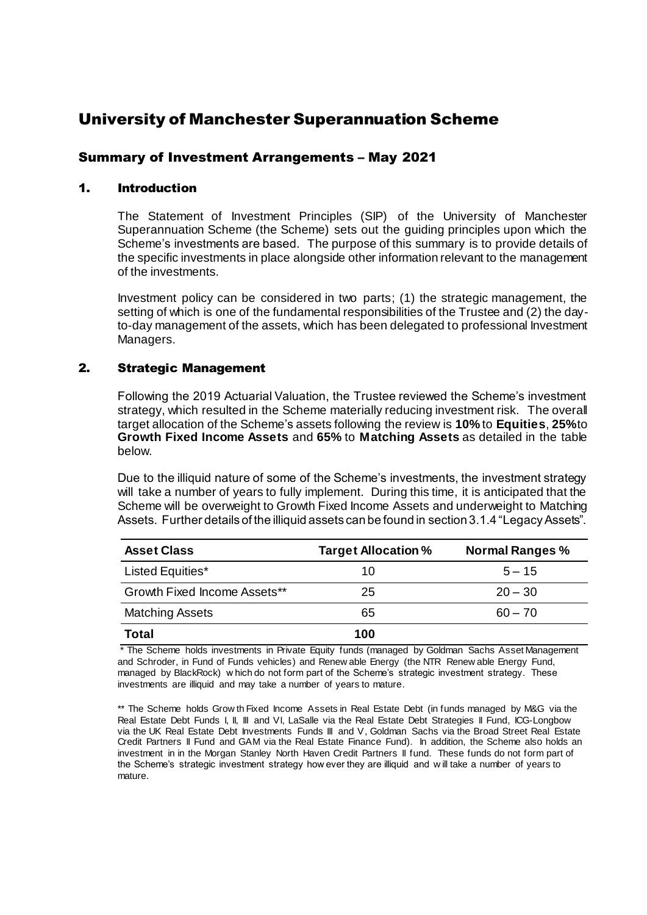# University of Manchester Superannuation Scheme

## Summary of Investment Arrangements – May 2021

### 1. Introduction

The Statement of Investment Principles (SIP) of the University of Manchester Superannuation Scheme (the Scheme) sets out the guiding principles upon which the Scheme's investments are based. The purpose of this summary is to provide details of the specific investments in place alongside other information relevant to the management of the investments.

Investment policy can be considered in two parts; (1) the strategic management, the setting of which is one of the fundamental responsibilities of the Trustee and (2) the day-to-day management of the assets, which has been delegated to professional Investment Managers.

### 2. Strategic Management

Following the 2019 Actuarial Valuation, the Trustee reviewed the Scheme's investment strategy, which resulted in the Scheme materially reducing investment risk. The overall target allocation of the Scheme's assets following the review is **10%** to **Equities**, **25%** to **Growth Fixed Income Assets** and **65%** to **Matching Assets** as detailed in the table below.

Due to the illiquid nature of some of the Scheme's investments, the investment strategy will take a number of years to fully implement. During this time, it is anticipated that the Scheme will be overweight to Growth Fixed Income Assets and underweight to Matching Assets. Further details of the illiquid assets can be found in section 3.1.4 "Legacy Assets".

| Asset Class | Target Allocation % | Normal Ranges % |
|---|---|---|
| Listed Equities* | 10 | 5 – 15 |
| Growth Fixed Income Assets** | 25 | 20 – 30 |
| Matching Assets | 65 | 60 – 70 |
| **Total** | **100** | |

* The Scheme holds investments in Private Equity funds (managed by Goldman Sachs Asset Management and Schroder, in Fund of Funds vehicles) and Renewable Energy (the NTR Renewable Energy Fund, managed by BlackRock) which do not form part of the Scheme's strategic investment strategy. These investments are illiquid and may take a number of years to mature.

** The Scheme holds Growth Fixed Income Assets in Real Estate Debt (in funds managed by M&G via the Real Estate Debt Funds I, II, III and VI, LaSalle via the Real Estate Debt Strategies II Fund, ICG-Longbow via the UK Real Estate Debt Investments Funds III and V, Goldman Sachs via the Broad Street Real Estate Credit Partners II Fund and GAM via the Real Estate Finance Fund). In addition, the Scheme also holds an investment in in the Morgan Stanley North Haven Credit Partners II fund. These funds do not form part of the Scheme's strategic investment strategy however they are illiquid and will take a number of years to mature.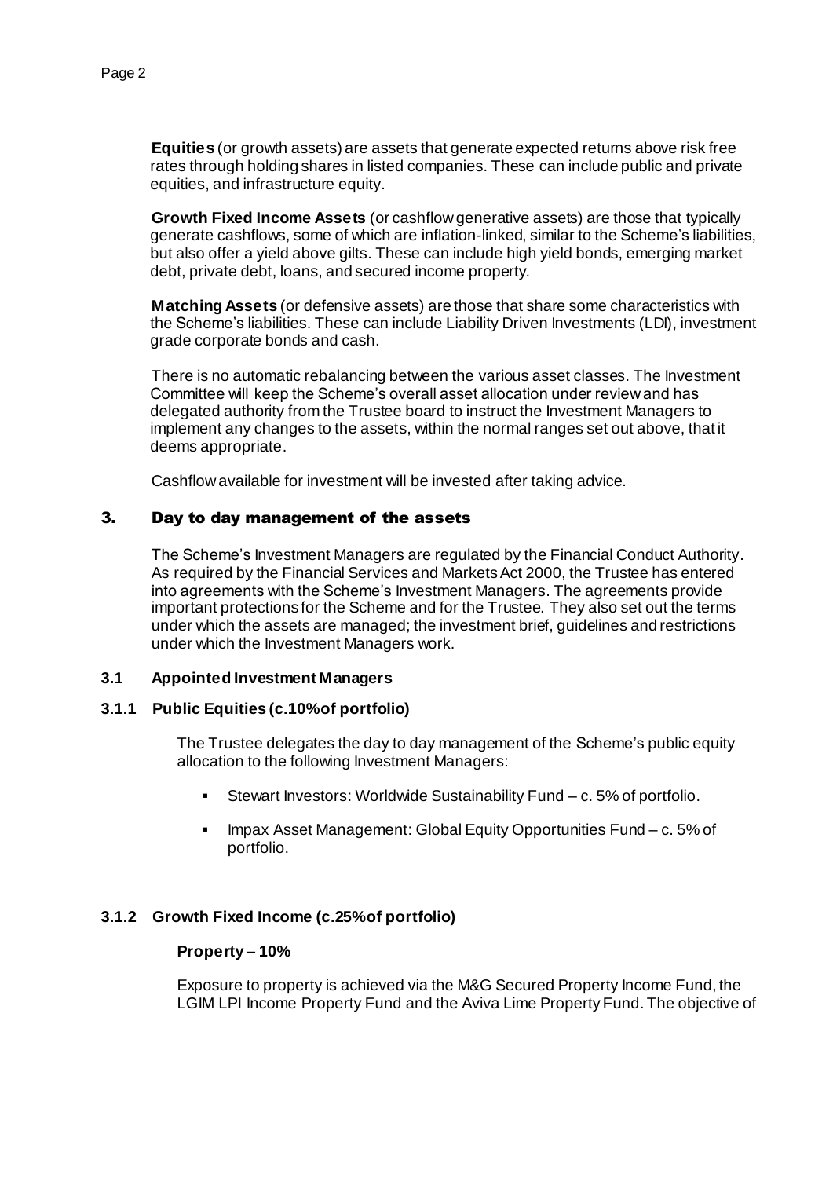**Equities** (or growth assets) are assets that generate expected returns above risk free rates through holding shares in listed companies. These can include public and private equities, and infrastructure equity.

**Growth Fixed Income Assets** (or cashflow generative assets) are those that typically generate cashflows, some of which are inflation-linked, similar to the Scheme's liabilities, but also offer a yield above gilts. These can include high yield bonds, emerging market debt, private debt, loans, and secured income property.

**Matching Assets** (or defensive assets) are those that share some characteristics with the Scheme's liabilities. These can include Liability Driven Investments (LDI), investment grade corporate bonds and cash.

There is no automatic rebalancing between the various asset classes. The Investment Committee will keep the Scheme's overall asset allocation under review and has delegated authority from the Trustee board to instruct the Investment Managers to implement any changes to the assets, within the normal ranges set out above, that it deems appropriate.

Cashflow available for investment will be invested after taking advice.

## 3. Day to day management of the assets

The Scheme's Investment Managers are regulated by the Financial Conduct Authority. As required by the Financial Services and Markets Act 2000, the Trustee has entered into agreements with the Scheme's Investment Managers. The agreements provide important protections for the Scheme and for the Trustee. They also set out the terms under which the assets are managed; the investment brief, guidelines and restrictions under which the Investment Managers work.

### 3.1 Appointed Investment Managers

#### 3.1.1 Public Equities (c.10% of portfolio)

The Trustee delegates the day to day management of the Scheme's public equity allocation to the following Investment Managers:

- Stewart Investors: Worldwide Sustainability Fund – c. 5% of portfolio.
- Impax Asset Management: Global Equity Opportunities Fund – c. 5% of portfolio.

#### 3.1.2 Growth Fixed Income (c.25% of portfolio)

**Property – 10%**

Exposure to property is achieved via the M&G Secured Property Income Fund, the LGIM LPI Income Property Fund and the Aviva Lime Property Fund. The objective of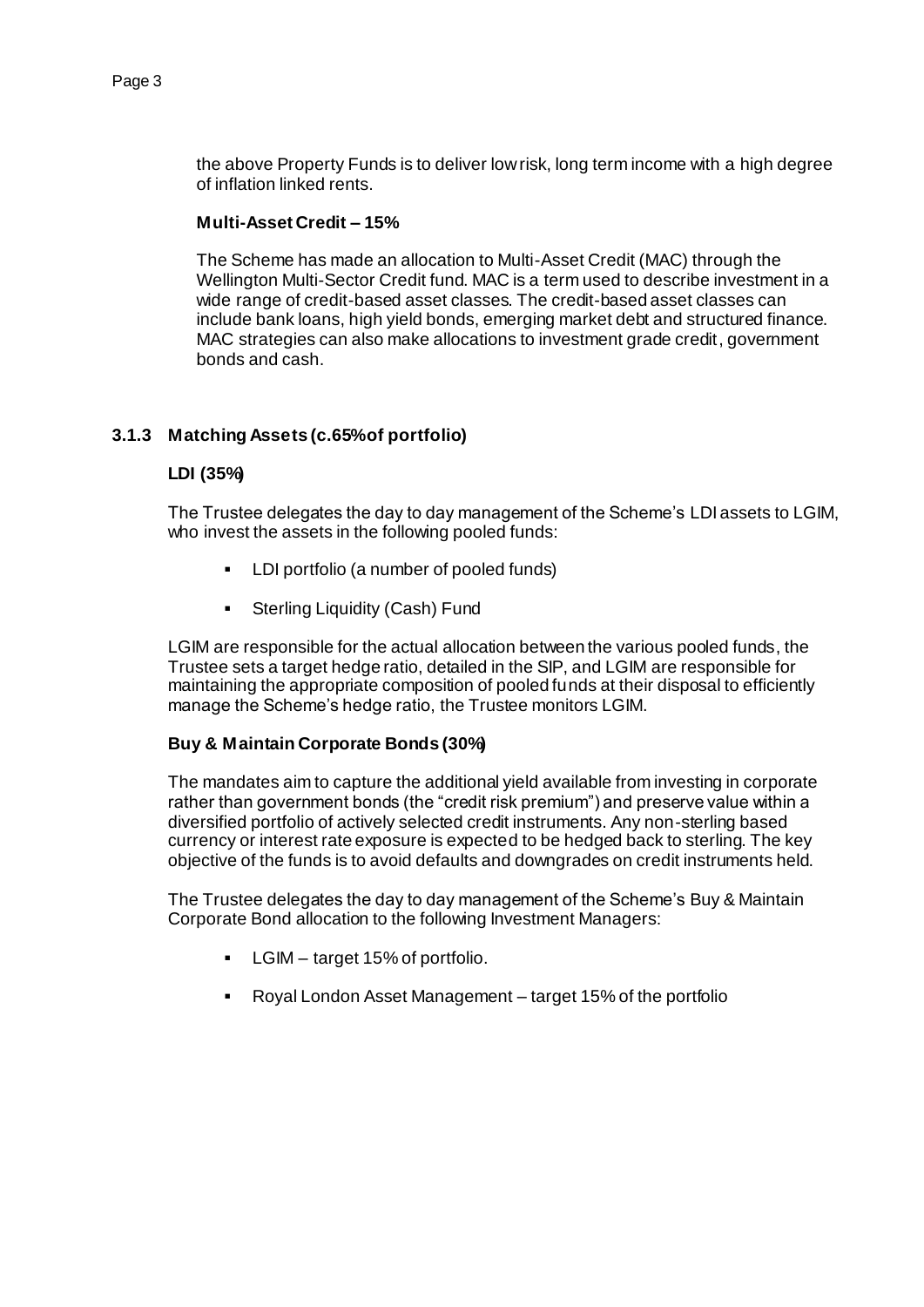the above Property Funds is to deliver low risk, long term income with a high degree of inflation linked rents.

**Multi-Asset Credit – 15%**

The Scheme has made an allocation to Multi-Asset Credit (MAC) through the Wellington Multi-Sector Credit fund. MAC is a term used to describe investment in a wide range of credit-based asset classes. The credit-based asset classes can include bank loans, high yield bonds, emerging market debt and structured finance. MAC strategies can also make allocations to investment grade credit, government bonds and cash.

### 3.1.3 Matching Assets (c.65% of portfolio)

**LDI (35%)**

The Trustee delegates the day to day management of the Scheme's LDI assets to LGIM, who invest the assets in the following pooled funds:

- LDI portfolio (a number of pooled funds)
- Sterling Liquidity (Cash) Fund

LGIM are responsible for the actual allocation between the various pooled funds, the Trustee sets a target hedge ratio, detailed in the SIP, and LGIM are responsible for maintaining the appropriate composition of pooled funds at their disposal to efficiently manage the Scheme's hedge ratio, the Trustee monitors LGIM.

**Buy & Maintain Corporate Bonds (30%)**

The mandates aim to capture the additional yield available from investing in corporate rather than government bonds (the "credit risk premium") and preserve value within a diversified portfolio of actively selected credit instruments. Any non-sterling based currency or interest rate exposure is expected to be hedged back to sterling. The key objective of the funds is to avoid defaults and downgrades on credit instruments held.

The Trustee delegates the day to day management of the Scheme's Buy & Maintain Corporate Bond allocation to the following Investment Managers:

- LGIM – target 15% of portfolio.
- Royal London Asset Management – target 15% of the portfolio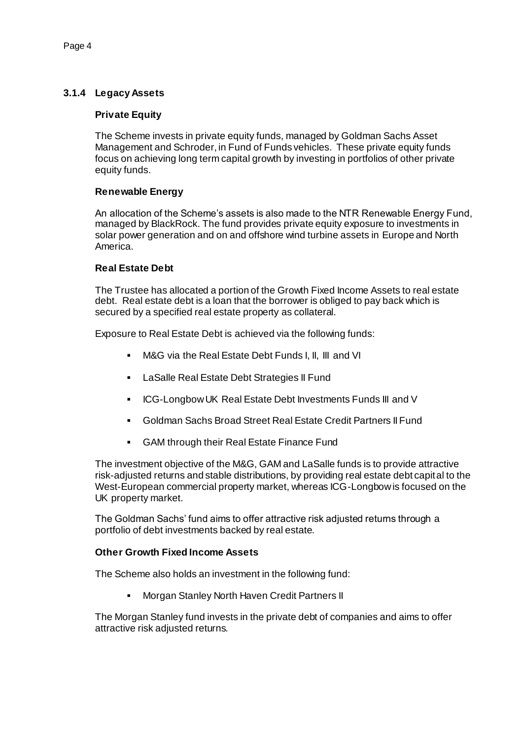### 3.1.4 Legacy Assets

**Private Equity**

The Scheme invests in private equity funds, managed by Goldman Sachs Asset Management and Schroder, in Fund of Funds vehicles. These private equity funds focus on achieving long term capital growth by investing in portfolios of other private equity funds.

**Renewable Energy**

An allocation of the Scheme's assets is also made to the NTR Renewable Energy Fund, managed by BlackRock. The fund provides private equity exposure to investments in solar power generation and on and offshore wind turbine assets in Europe and North America.

**Real Estate Debt**

The Trustee has allocated a portion of the Growth Fixed Income Assets to real estate debt. Real estate debt is a loan that the borrower is obliged to pay back which is secured by a specified real estate property as collateral.

Exposure to Real Estate Debt is achieved via the following funds:

- M&G via the Real Estate Debt Funds I, II, III and VI
- LaSalle Real Estate Debt Strategies II Fund
- ICG-Longbow UK Real Estate Debt Investments Funds III and V
- Goldman Sachs Broad Street Real Estate Credit Partners II Fund
- GAM through their Real Estate Finance Fund

The investment objective of the M&G, GAM and LaSalle funds is to provide attractive risk-adjusted returns and stable distributions, by providing real estate debt capital to the West-European commercial property market, whereas ICG-Longbow is focused on the UK property market.

The Goldman Sachs' fund aims to offer attractive risk adjusted returns through a portfolio of debt investments backed by real estate.

**Other Growth Fixed Income Assets**

The Scheme also holds an investment in the following fund:

- Morgan Stanley North Haven Credit Partners II

The Morgan Stanley fund invests in the private debt of companies and aims to offer attractive risk adjusted returns.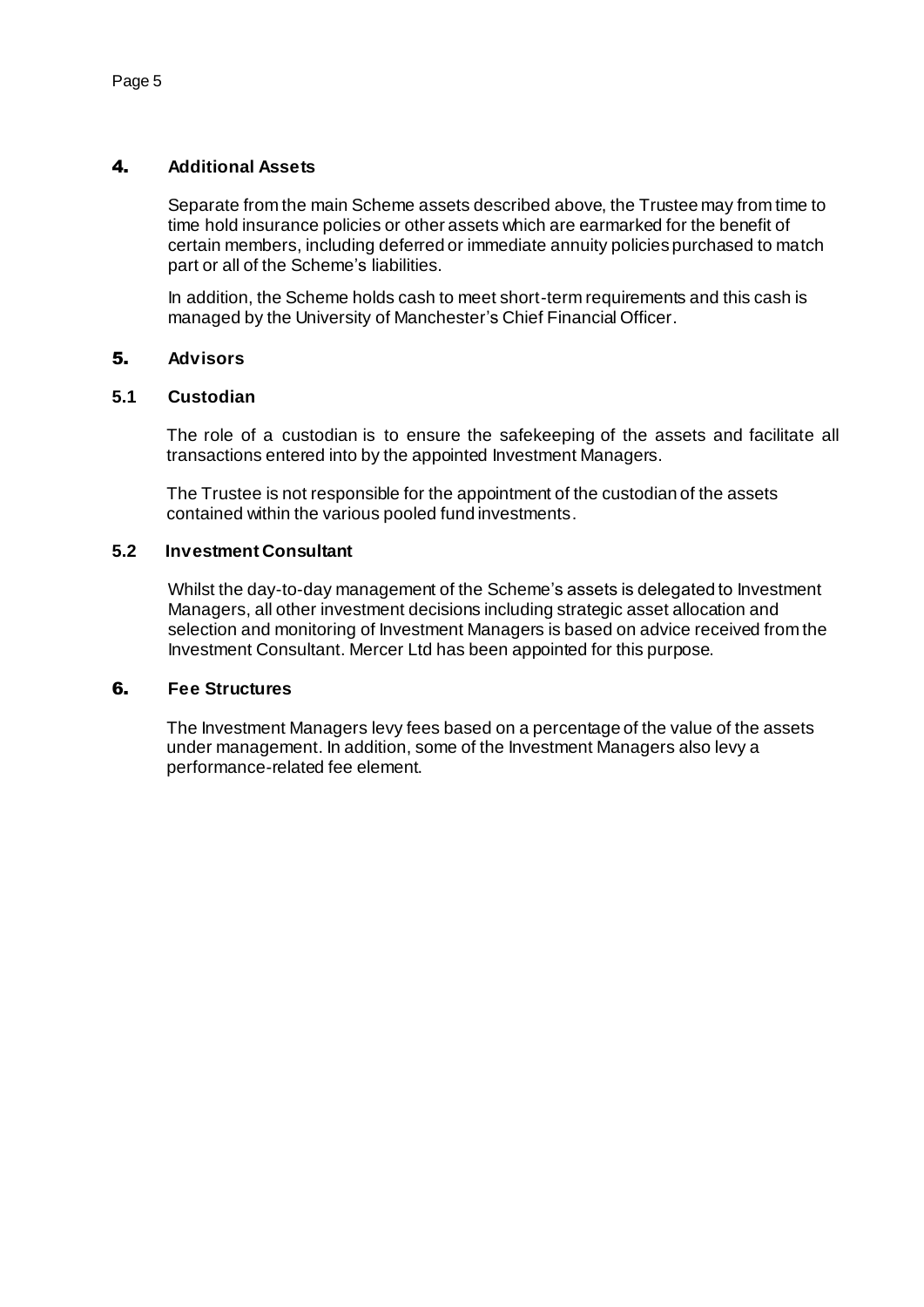## 4. Additional Assets

Separate from the main Scheme assets described above, the Trustee may from time to time hold insurance policies or other assets which are earmarked for the benefit of certain members, including deferred or immediate annuity policies purchased to match part or all of the Scheme's liabilities.

In addition, the Scheme holds cash to meet short-term requirements and this cash is managed by the University of Manchester's Chief Financial Officer.

## 5. Advisors

### 5.1 Custodian

The role of a custodian is to ensure the safekeeping of the assets and facilitate all transactions entered into by the appointed Investment Managers.

The Trustee is not responsible for the appointment of the custodian of the assets contained within the various pooled fund investments.

### 5.2 Investment Consultant

Whilst the day-to-day management of the Scheme's assets is delegated to Investment Managers, all other investment decisions including strategic asset allocation and selection and monitoring of Investment Managers is based on advice received from the Investment Consultant. Mercer Ltd has been appointed for this purpose.

## 6. Fee Structures

The Investment Managers levy fees based on a percentage of the value of the assets under management. In addition, some of the Investment Managers also levy a performance-related fee element.